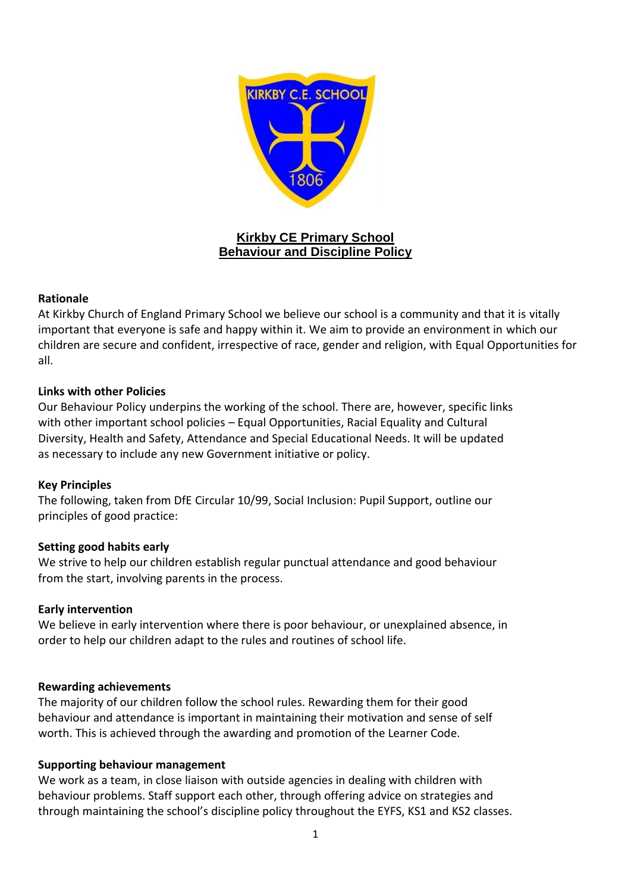# Kirkby CE Primary School
# Behaviour and Discipline Policy

**Rationale**

At Kirkby Church of England Primary School we believe our school is a community and that it is vitally important that everyone is safe and happy within it. We aim to provide an environment in which our children are secure and confident, irrespective of race, gender and religion, with Equal Opportunities for all.

**Links with other Policies**

Our Behaviour Policy underpins the working of the school. There are, however, specific links with other important school policies – Equal Opportunities, Racial Equality and Cultural Diversity, Health and Safety, Attendance and Special Educational Needs. It will be updated as necessary to include any new Government initiative or policy.

**Key Principles**

The following, taken from DfE Circular 10/99, Social Inclusion: Pupil Support, outline our principles of good practice:

**Setting good habits early**

We strive to help our children establish regular punctual attendance and good behaviour from the start, involving parents in the process.

**Early intervention**

We believe in early intervention where there is poor behaviour, or unexplained absence, in order to help our children adapt to the rules and routines of school life.

**Rewarding achievements**

The majority of our children follow the school rules. Rewarding them for their good behaviour and attendance is important in maintaining their motivation and sense of self worth. This is achieved through the awarding and promotion of the Learner Code.

**Supporting behaviour management**

We work as a team, in close liaison with outside agencies in dealing with children with behaviour problems. Staff support each other, through offering advice on strategies and through maintaining the school's discipline policy throughout the EYFS, KS1 and KS2 classes.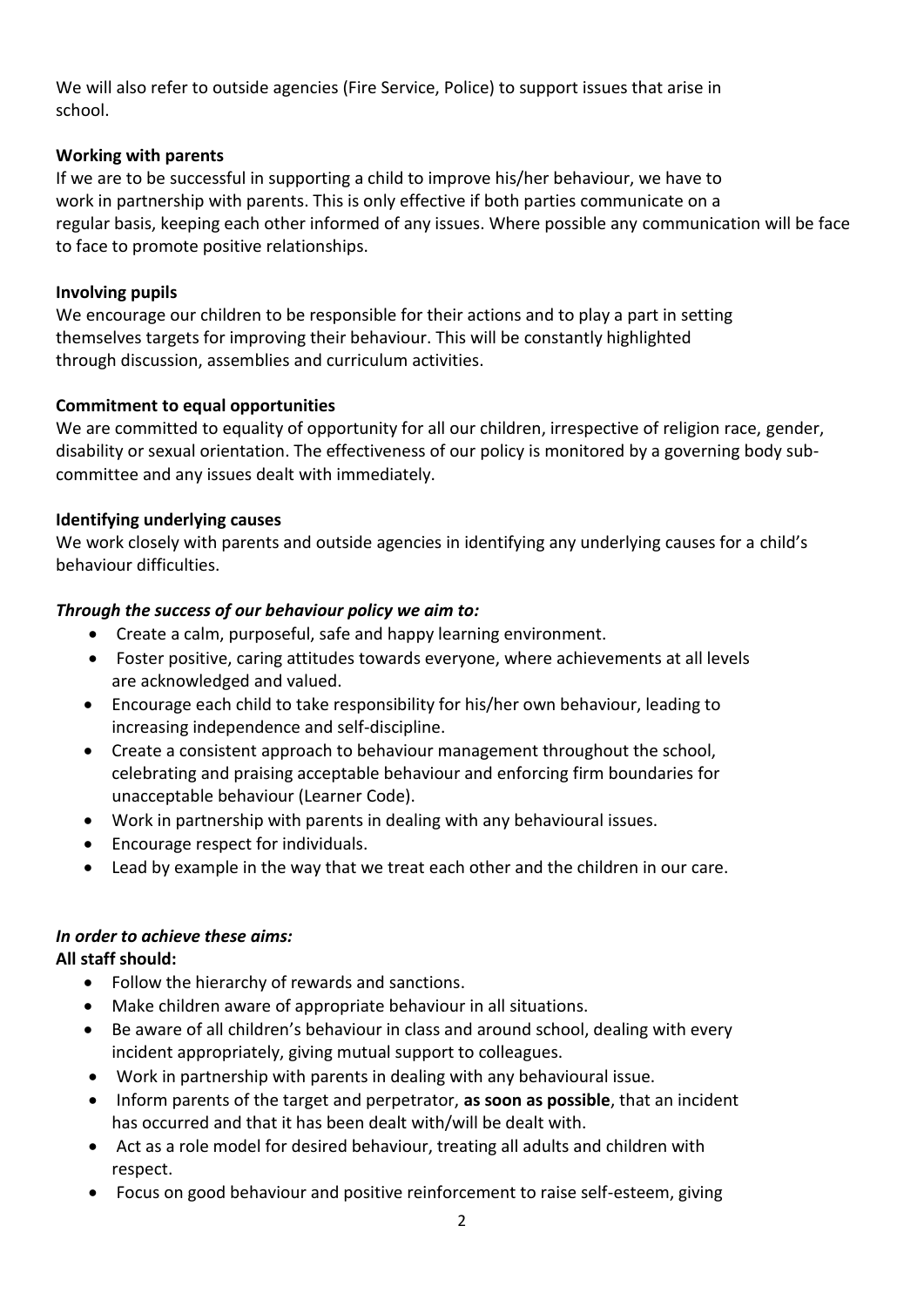We will also refer to outside agencies (Fire Service, Police) to support issues that arise in school.

**Working with parents**

If we are to be successful in supporting a child to improve his/her behaviour, we have to work in partnership with parents. This is only effective if both parties communicate on a regular basis, keeping each other informed of any issues. Where possible any communication will be face to face to promote positive relationships.

**Involving pupils**

We encourage our children to be responsible for their actions and to play a part in setting themselves targets for improving their behaviour. This will be constantly highlighted through discussion, assemblies and curriculum activities.

**Commitment to equal opportunities**

We are committed to equality of opportunity for all our children, irrespective of religion race, gender, disability or sexual orientation. The effectiveness of our policy is monitored by a governing body sub-committee and any issues dealt with immediately.

**Identifying underlying causes**

We work closely with parents and outside agencies in identifying any underlying causes for a child's behaviour difficulties.

***Through the success of our behaviour policy we aim to:***

- Create a calm, purposeful, safe and happy learning environment.
- Foster positive, caring attitudes towards everyone, where achievements at all levels are acknowledged and valued.
- Encourage each child to take responsibility for his/her own behaviour, leading to increasing independence and self-discipline.
- Create a consistent approach to behaviour management throughout the school, celebrating and praising acceptable behaviour and enforcing firm boundaries for unacceptable behaviour (Learner Code).
- Work in partnership with parents in dealing with any behavioural issues.
- Encourage respect for individuals.
- Lead by example in the way that we treat each other and the children in our care.

***In order to achieve these aims:***

**All staff should:**

- Follow the hierarchy of rewards and sanctions.
- Make children aware of appropriate behaviour in all situations.
- Be aware of all children's behaviour in class and around school, dealing with every incident appropriately, giving mutual support to colleagues.
- Work in partnership with parents in dealing with any behavioural issue.
- Inform parents of the target and perpetrator, **as soon as possible**, that an incident has occurred and that it has been dealt with/will be dealt with.
- Act as a role model for desired behaviour, treating all adults and children with respect.
- Focus on good behaviour and positive reinforcement to raise self-esteem, giving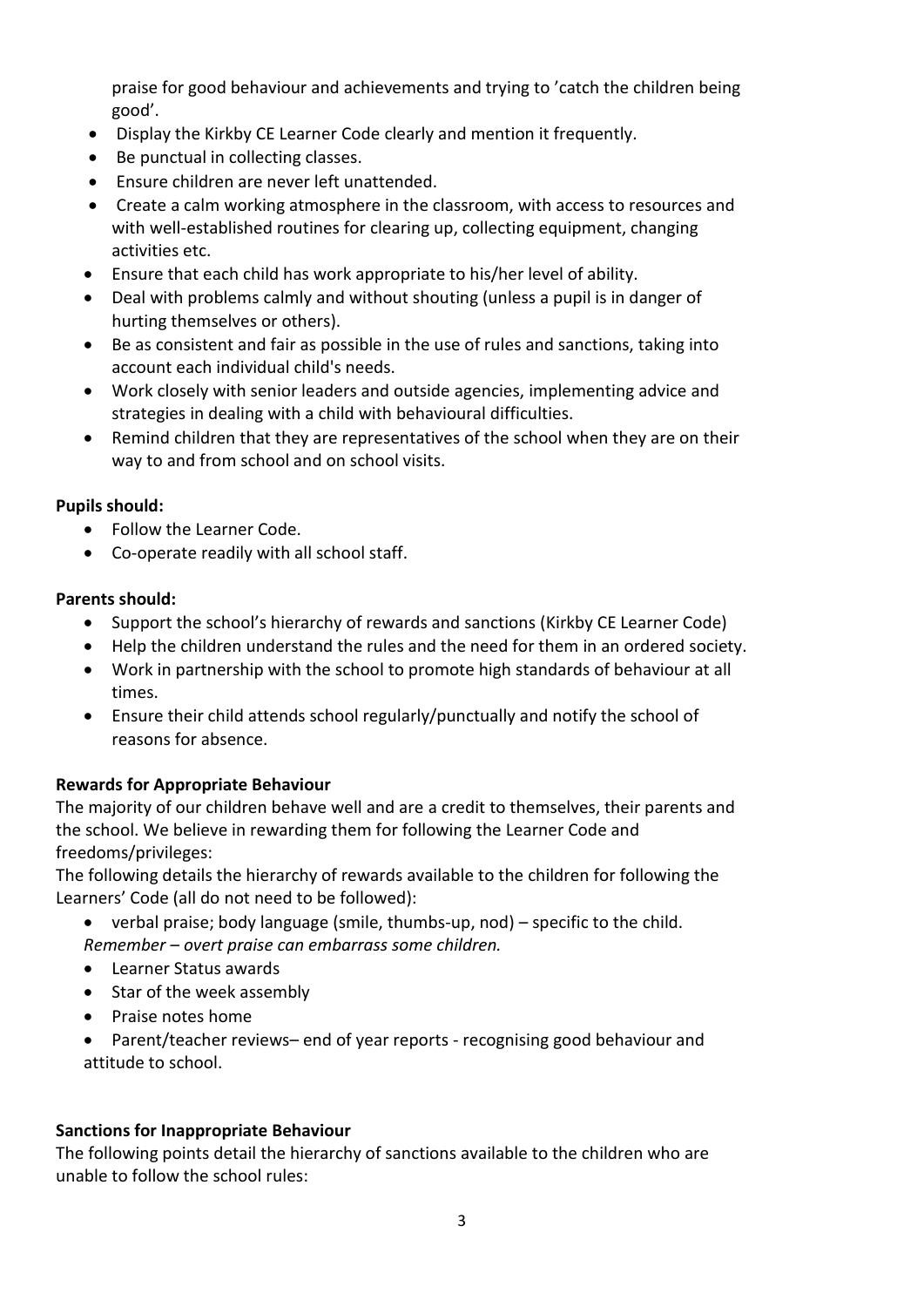praise for good behaviour and achievements and trying to 'catch the children being good'.

- Display the Kirkby CE Learner Code clearly and mention it frequently.
- Be punctual in collecting classes.
- Ensure children are never left unattended.
- Create a calm working atmosphere in the classroom, with access to resources and with well-established routines for clearing up, collecting equipment, changing activities etc.
- Ensure that each child has work appropriate to his/her level of ability.
- Deal with problems calmly and without shouting (unless a pupil is in danger of hurting themselves or others).
- Be as consistent and fair as possible in the use of rules and sanctions, taking into account each individual child's needs.
- Work closely with senior leaders and outside agencies, implementing advice and strategies in dealing with a child with behavioural difficulties.
- Remind children that they are representatives of the school when they are on their way to and from school and on school visits.

**Pupils should:**

- Follow the Learner Code.
- Co-operate readily with all school staff.

**Parents should:**

- Support the school's hierarchy of rewards and sanctions (Kirkby CE Learner Code)
- Help the children understand the rules and the need for them in an ordered society.
- Work in partnership with the school to promote high standards of behaviour at all times.
- Ensure their child attends school regularly/punctually and notify the school of reasons for absence.

**Rewards for Appropriate Behaviour**

The majority of our children behave well and are a credit to themselves, their parents and the school. We believe in rewarding them for following the Learner Code and freedoms/privileges:

The following details the hierarchy of rewards available to the children for following the Learners' Code (all do not need to be followed):

- verbal praise; body language (smile, thumbs-up, nod) – specific to the child. *Remember – overt praise can embarrass some children.*
- Learner Status awards
- Star of the week assembly
- Praise notes home
- Parent/teacher reviews– end of year reports - recognising good behaviour and attitude to school.

**Sanctions for Inappropriate Behaviour**

The following points detail the hierarchy of sanctions available to the children who are unable to follow the school rules: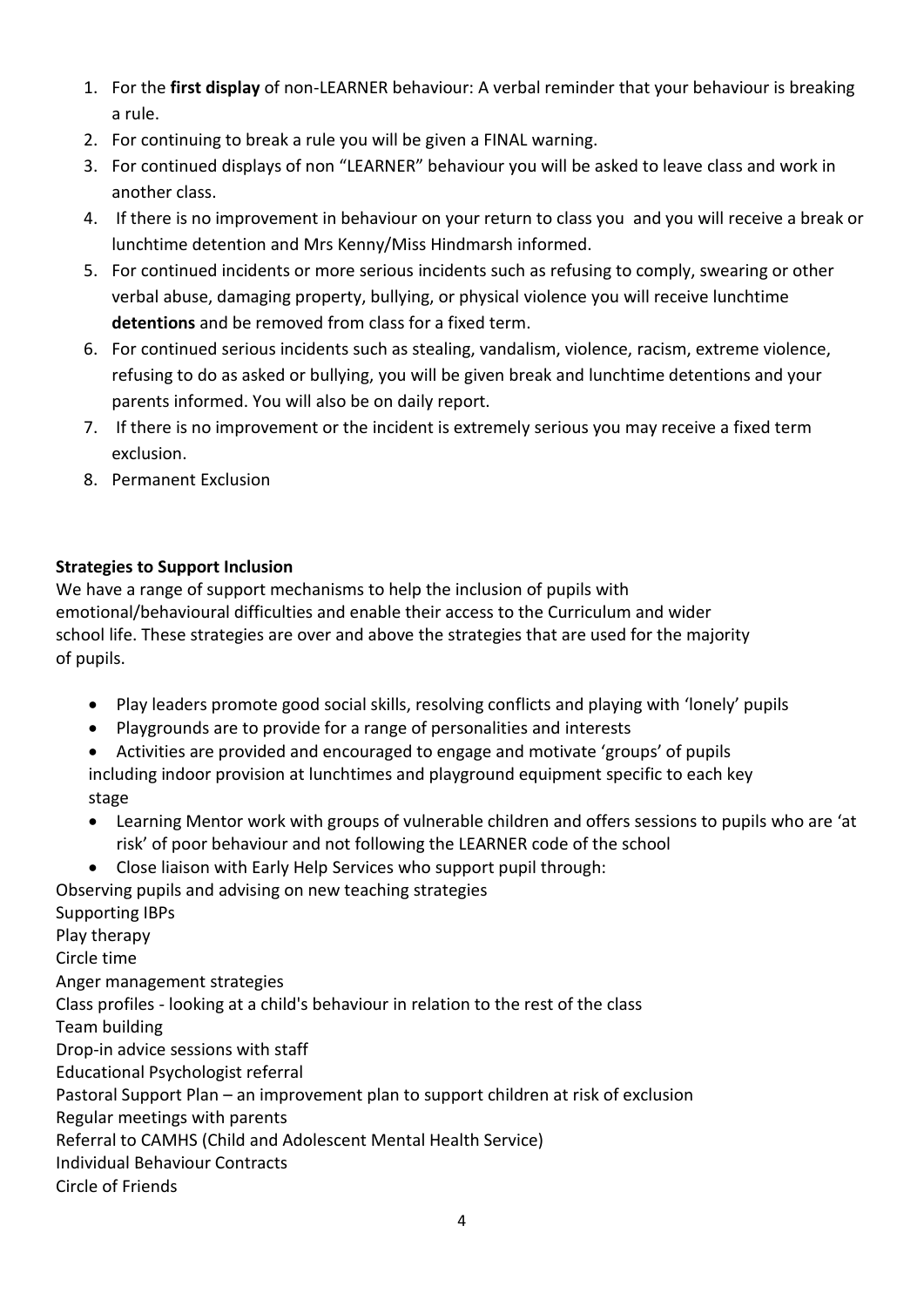1. For the **first display** of non-LEARNER behaviour: A verbal reminder that your behaviour is breaking a rule.
2. For continuing to break a rule you will be given a FINAL warning.
3. For continued displays of non "LEARNER" behaviour you will be asked to leave class and work in another class.
4. If there is no improvement in behaviour on your return to class you and you will receive a break or lunchtime detention and Mrs Kenny/Miss Hindmarsh informed.
5. For continued incidents or more serious incidents such as refusing to comply, swearing or other verbal abuse, damaging property, bullying, or physical violence you will receive lunchtime **detentions** and be removed from class for a fixed term.
6. For continued serious incidents such as stealing, vandalism, violence, racism, extreme violence, refusing to do as asked or bullying, you will be given break and lunchtime detentions and your parents informed. You will also be on daily report.
7. If there is no improvement or the incident is extremely serious you may receive a fixed term exclusion.
8. Permanent Exclusion

**Strategies to Support Inclusion**

We have a range of support mechanisms to help the inclusion of pupils with emotional/behavioural difficulties and enable their access to the Curriculum and wider school life. These strategies are over and above the strategies that are used for the majority of pupils.

- Play leaders promote good social skills, resolving conflicts and playing with 'lonely' pupils
- Playgrounds are to provide for a range of personalities and interests
- Activities are provided and encouraged to engage and motivate 'groups' of pupils including indoor provision at lunchtimes and playground equipment specific to each key stage
- Learning Mentor work with groups of vulnerable children and offers sessions to pupils who are 'at risk' of poor behaviour and not following the LEARNER code of the school
- Close liaison with Early Help Services who support pupil through:

Observing pupils and advising on new teaching strategies  
Supporting IBPs  
Play therapy  
Circle time  
Anger management strategies  
Class profiles - looking at a child's behaviour in relation to the rest of the class  
Team building  
Drop-in advice sessions with staff  
Educational Psychologist referral  
Pastoral Support Plan – an improvement plan to support children at risk of exclusion  
Regular meetings with parents  
Referral to CAMHS (Child and Adolescent Mental Health Service)  
Individual Behaviour Contracts  
Circle of Friends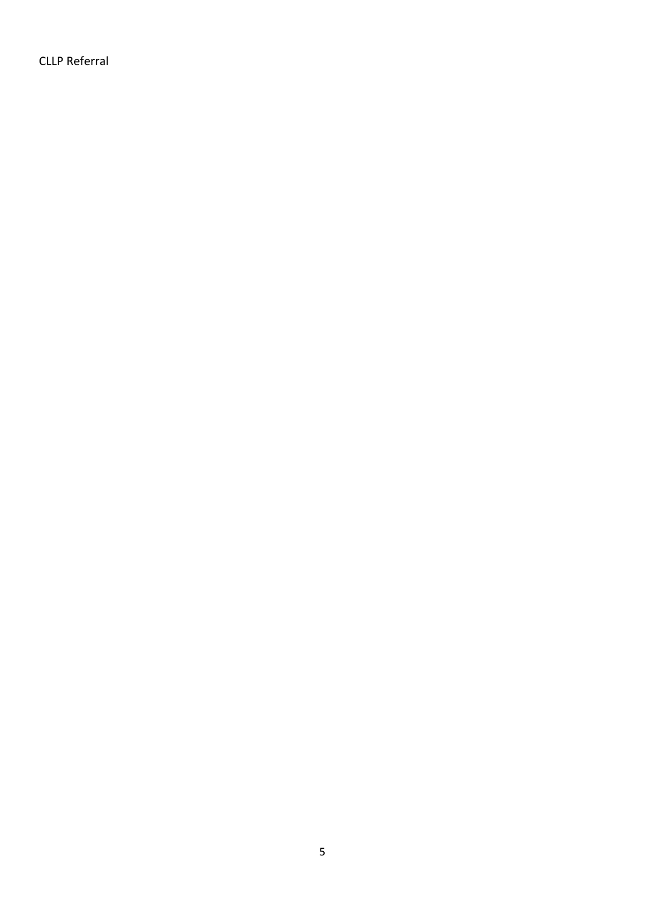CLLP Referral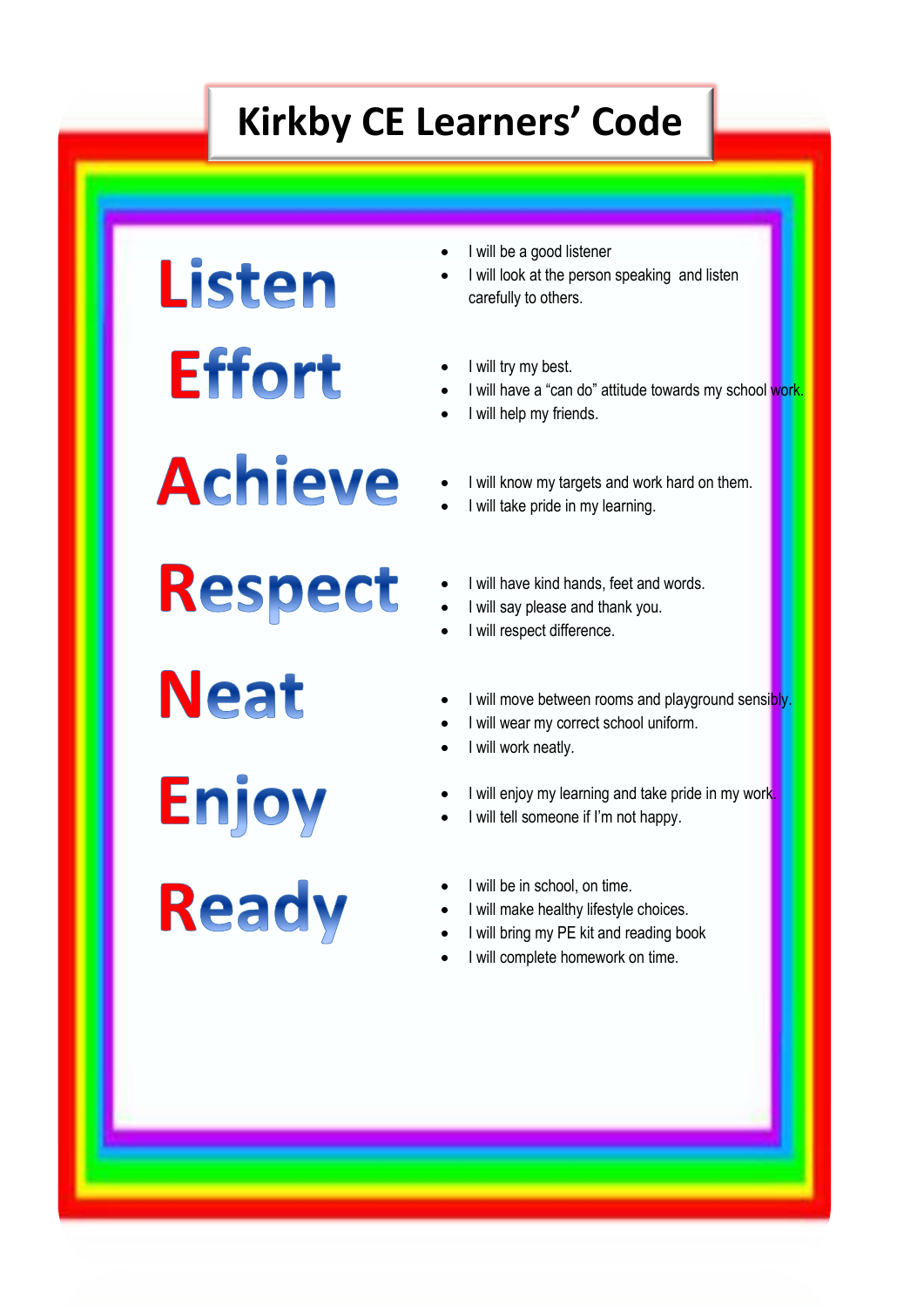# Kirkby CE Learners' Code

## Listen

- I will be a good listener
- I will look at the person speaking and listen carefully to others.

## Effort

- I will try my best.
- I will have a "can do" attitude towards my school work.
- I will help my friends.

## Achieve

- I will know my targets and work hard on them.
- I will take pride in my learning.

## Respect

- I will have kind hands, feet and words.
- I will say please and thank you.
- I will respect difference.

## Neat

- I will move between rooms and playground sensibly.
- I will wear my correct school uniform.
- I will work neatly.

## Enjoy

- I will enjoy my learning and take pride in my work.
- I will tell someone if I'm not happy.

## Ready

- I will be in school, on time.
- I will make healthy lifestyle choices.
- I will bring my PE kit and reading book
- I will complete homework on time.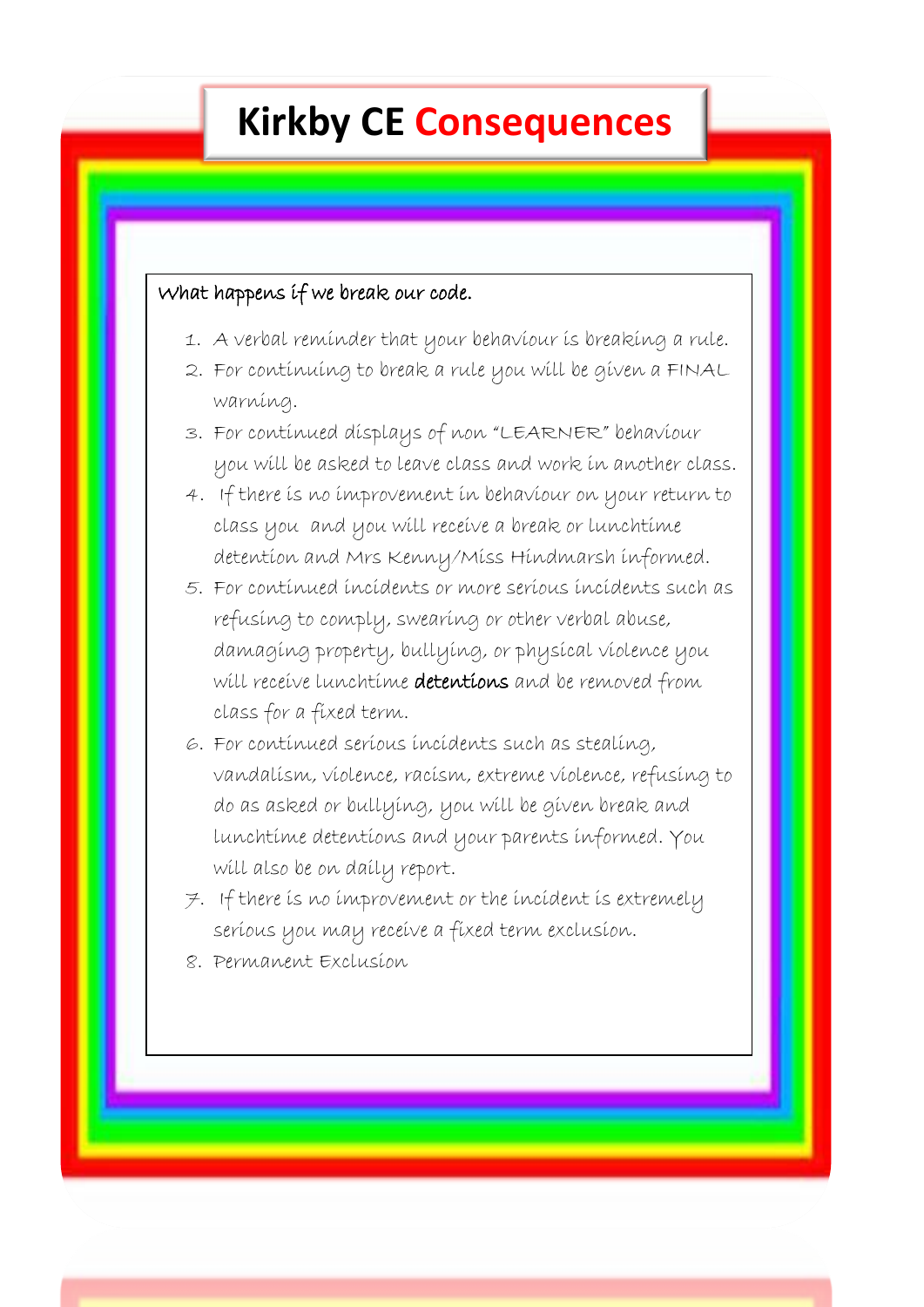# Kirkby CE Consequences

What happens if we break our code.

1. A verbal reminder that your behaviour is breaking a rule.
2. For continuing to break a rule you will be given a FINAL warning.
3. For continued displays of non "LEARNER" behaviour you will be asked to leave class and work in another class.
4. If there is no improvement in behaviour on your return to class you and you will receive a break or lunchtime detention and Mrs Kenny/Miss Hindmarsh informed.
5. For continued incidents or more serious incidents such as refusing to comply, swearing or other verbal abuse, damaging property, bullying, or physical violence you will receive lunchtime **detentions** and be removed from class for a fixed term.
6. For continued serious incidents such as stealing, vandalism, violence, racism, extreme violence, refusing to do as asked or bullying, you will be given break and lunchtime detentions and your parents informed. You will also be on daily report.
7. If there is no improvement or the incident is extremely serious you may receive a fixed term exclusion.
8. Permanent Exclusion